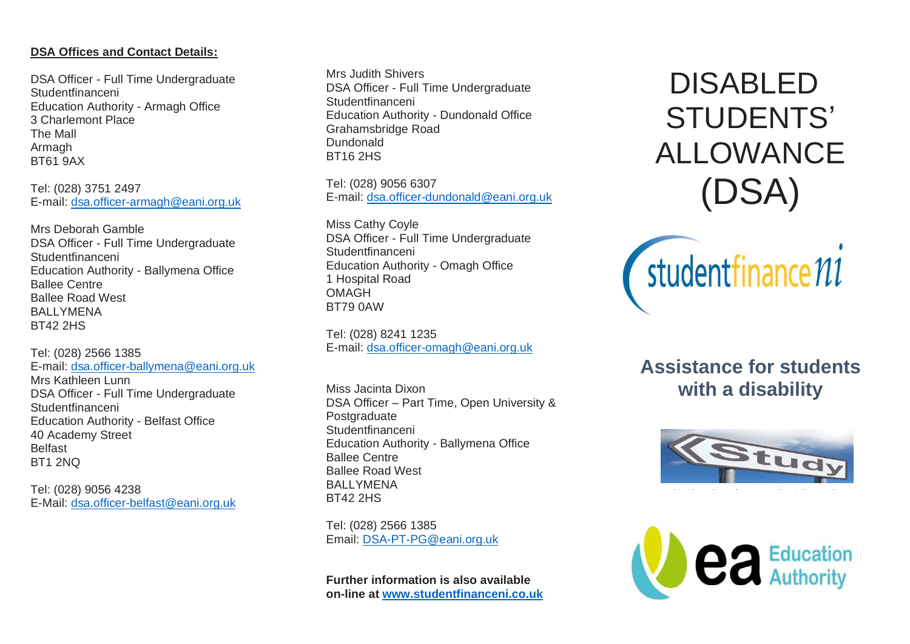**DSA Offices and Contact Details:**

DSA Officer - Full Time Undergraduate
Studentfinanceni
Education Authority - Armagh Office
3 Charlemont Place
The Mall
Armagh
BT61 9AX

Tel: (028) 3751 2497
E-mail: [dsa.officer-armagh@eani.org.uk](mailto:dsa.officer-armagh@eani.org.uk)

Mrs Deborah Gamble
DSA Officer - Full Time Undergraduate
Studentfinanceni
Education Authority - Ballymena Office
Ballee Centre
Ballee Road West
BALLYMENA
BT42 2HS

Tel: (028) 2566 1385
E-mail: [dsa.officer-ballymena@eani.org.uk](mailto:dsa.officer-ballymena@eani.org.uk)

Mrs Kathleen Lunn
DSA Officer - Full Time Undergraduate
Studentfinanceni
Education Authority - Belfast Office
40 Academy Street
Belfast
BT1 2NQ

Tel: (028) 9056 4238
E-Mail: [dsa.officer-belfast@eani.org.uk](mailto:dsa.officer-belfast@eani.org.uk)

Mrs Judith Shivers
DSA Officer - Full Time Undergraduate
Studentfinanceni
Education Authority - Dundonald Office
Grahamsbridge Road
Dundonald
BT16 2HS

Tel: (028) 9056 6307
E-mail: [dsa.officer-dundonald@eani.org.uk](mailto:dsa.officer-dundonald@eani.org.uk)

Miss Cathy Coyle
DSA Officer - Full Time Undergraduate
Studentfinanceni
Education Authority - Omagh Office
1 Hospital Road
OMAGH
BT79 0AW

Tel: (028) 8241 1235
E-mail: [dsa.officer-omagh@eani.org.uk](mailto:dsa.officer-omagh@eani.org.uk)

Miss Jacinta Dixon
DSA Officer – Part Time, Open University & Postgraduate
Studentfinanceni
Education Authority - Ballymena Office
Ballee Centre
Ballee Road West
BALLYMENA
BT42 2HS

Tel: (028) 2566 1385
Email: [DSA-PT-PG@eani.org.uk](mailto:DSA-PT-PG@eani.org.uk)

**Further information is also available on-line at [www.studentfinanceni.co.uk](http://www.studentfinanceni.co.uk)**

# DISABLED STUDENTS' ALLOWANCE (DSA)

studentfinance ni

## Assistance for students with a disability

Education Authority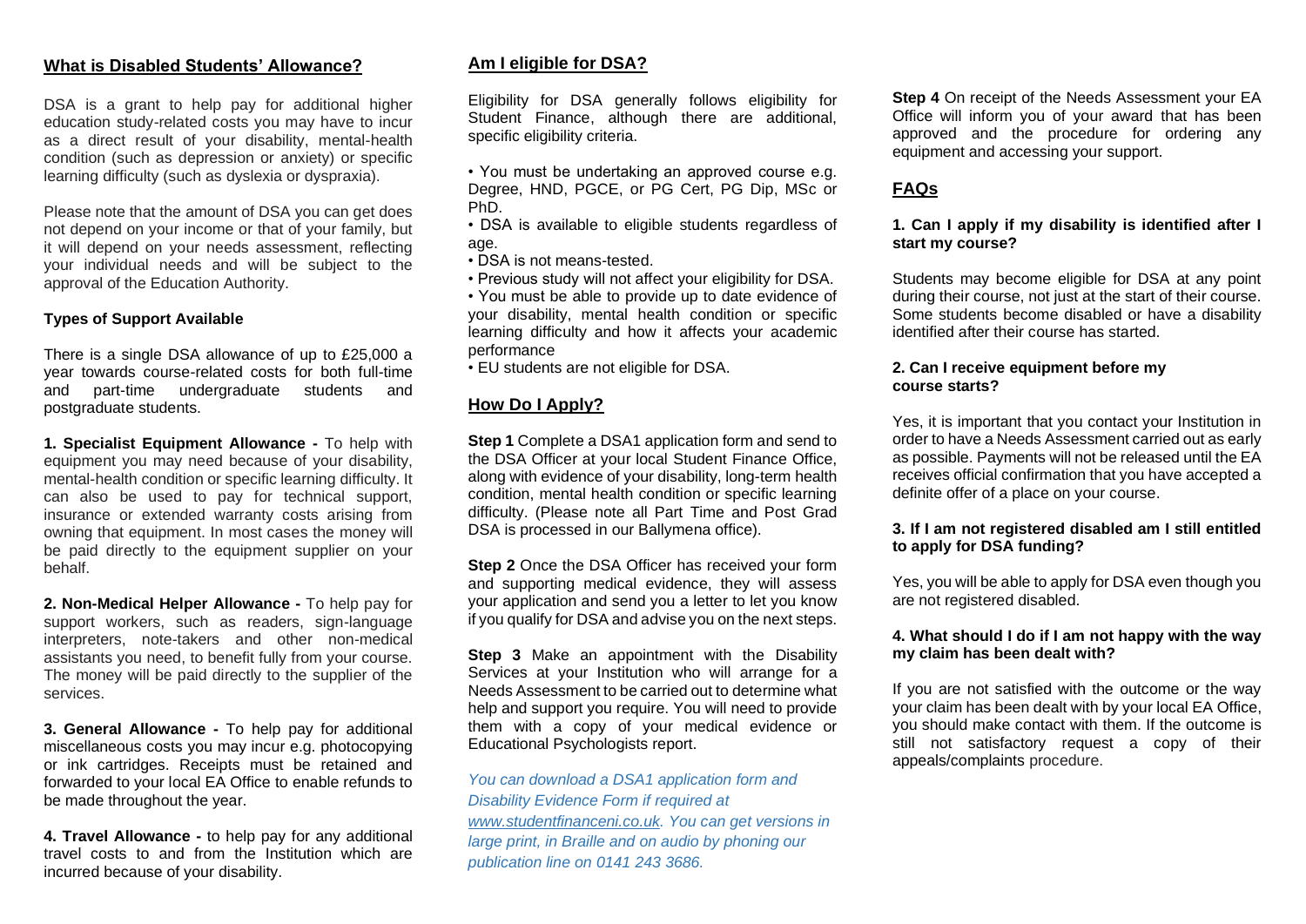## What is Disabled Students' Allowance?

DSA is a grant to help pay for additional higher education study-related costs you may have to incur as a direct result of your disability, mental-health condition (such as depression or anxiety) or specific learning difficulty (such as dyslexia or dyspraxia).

Please note that the amount of DSA you can get does not depend on your income or that of your family, but it will depend on your needs assessment, reflecting your individual needs and will be subject to the approval of the Education Authority.

### Types of Support Available

There is a single DSA allowance of up to £25,000 a year towards course-related costs for both full-time and part-time undergraduate students and postgraduate students.

**1. Specialist Equipment Allowance -** To help with equipment you may need because of your disability, mental-health condition or specific learning difficulty. It can also be used to pay for technical support, insurance or extended warranty costs arising from owning that equipment. In most cases the money will be paid directly to the equipment supplier on your behalf.

**2. Non-Medical Helper Allowance -** To help pay for support workers, such as readers, sign-language interpreters, note-takers and other non-medical assistants you need, to benefit fully from your course. The money will be paid directly to the supplier of the services.

**3. General Allowance -** To help pay for additional miscellaneous costs you may incur e.g. photocopying or ink cartridges. Receipts must be retained and forwarded to your local EA Office to enable refunds to be made throughout the year.

**4. Travel Allowance -** to help pay for any additional travel costs to and from the Institution which are incurred because of your disability.

## Am I eligible for DSA?

Eligibility for DSA generally follows eligibility for Student Finance, although there are additional, specific eligibility criteria.

- You must be undertaking an approved course e.g. Degree, HND, PGCE, or PG Cert, PG Dip, MSc or PhD.
- DSA is available to eligible students regardless of age.
- DSA is not means-tested.
- Previous study will not affect your eligibility for DSA.
- You must be able to provide up to date evidence of your disability, mental health condition or specific learning difficulty and how it affects your academic performance
- EU students are not eligible for DSA.

## How Do I Apply?

**Step 1** Complete a DSA1 application form and send to the DSA Officer at your local Student Finance Office, along with evidence of your disability, long-term health condition, mental health condition or specific learning difficulty. (Please note all Part Time and Post Grad DSA is processed in our Ballymena office).

**Step 2** Once the DSA Officer has received your form and supporting medical evidence, they will assess your application and send you a letter to let you know if you qualify for DSA and advise you on the next steps.

**Step 3** Make an appointment with the Disability Services at your Institution who will arrange for a Needs Assessment to be carried out to determine what help and support you require. You will need to provide them with a copy of your medical evidence or Educational Psychologists report.

*You can download a DSA1 application form and Disability Evidence Form if required at www.studentfinanceni.co.uk. You can get versions in large print, in Braille and on audio by phoning our publication line on 0141 243 3686.*

**Step 4** On receipt of the Needs Assessment your EA Office will inform you of your award that has been approved and the procedure for ordering any equipment and accessing your support.

## FAQs

**1. Can I apply if my disability is identified after I start my course?**

Students may become eligible for DSA at any point during their course, not just at the start of their course. Some students become disabled or have a disability identified after their course has started.

**2. Can I receive equipment before my course starts?**

Yes, it is important that you contact your Institution in order to have a Needs Assessment carried out as early as possible. Payments will not be released until the EA receives official confirmation that you have accepted a definite offer of a place on your course.

**3. If I am not registered disabled am I still entitled to apply for DSA funding?**

Yes, you will be able to apply for DSA even though you are not registered disabled.

**4. What should I do if I am not happy with the way my claim has been dealt with?**

If you are not satisfied with the outcome or the way your claim has been dealt with by your local EA Office, you should make contact with them. If the outcome is still not satisfactory request a copy of their appeals/complaints procedure.